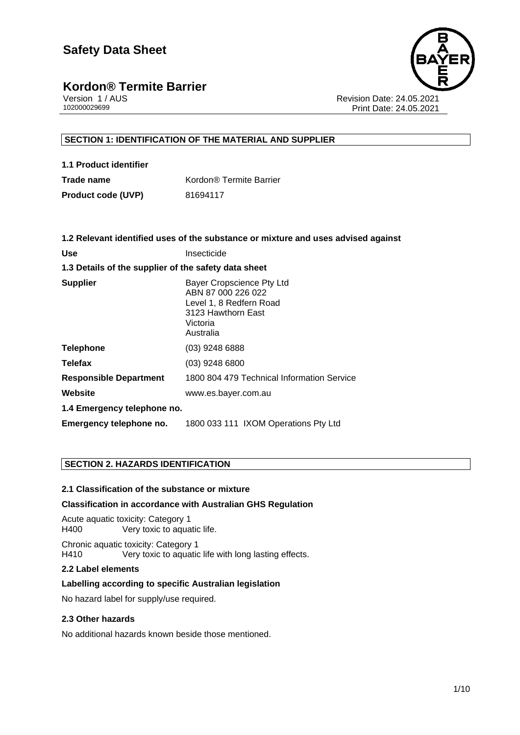# Safety Data Sheet

## Kordon® Termite Barrier

Version 1 / AUS
102000029699

Revision Date: 24.05.2021
Print Date: 24.05.2021

### SECTION 1: IDENTIFICATION OF THE MATERIAL AND SUPPLIER

**1.1 Product identifier**

| | |
|---|---|
| **Trade name** | Kordon® Termite Barrier |
| **Product code (UVP)** | 81694117 |

**1.2 Relevant identified uses of the substance or mixture and uses advised against**

| | |
|---|---|
| **Use** | Insecticide |

**1.3 Details of the supplier of the safety data sheet**

| | |
|---|---|
| **Supplier** | Bayer Cropscience Pty Ltd<br>ABN 87 000 226 022<br>Level 1, 8 Redfern Road<br>3123 Hawthorn East<br>Victoria<br>Australia |
| **Telephone** | (03) 9248 6888 |
| **Telefax** | (03) 9248 6800 |
| **Responsible Department** | 1800 804 479 Technical Information Service |
| **Website** | www.es.bayer.com.au |

**1.4 Emergency telephone no.**

| | |
|---|---|
| **Emergency telephone no.** | 1800 033 111 IXOM Operations Pty Ltd |

### SECTION 2. HAZARDS IDENTIFICATION

**2.1 Classification of the substance or mixture**

**Classification in accordance with Australian GHS Regulation**

Acute aquatic toxicity: Category 1
H400 Very toxic to aquatic life.

Chronic aquatic toxicity: Category 1
H410 Very toxic to aquatic life with long lasting effects.

**2.2 Label elements**

**Labelling according to specific Australian legislation**

No hazard label for supply/use required.

**2.3 Other hazards**

No additional hazards known beside those mentioned.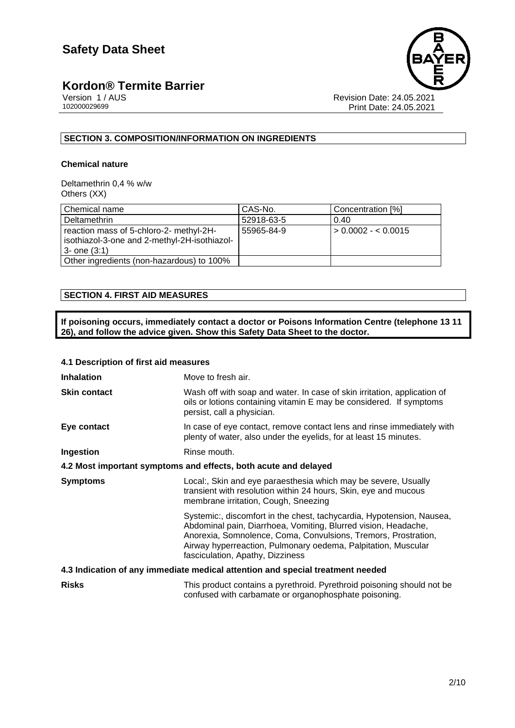## SECTION 3. COMPOSITION/INFORMATION ON INGREDIENTS

**Chemical nature**

Deltamethrin 0,4 % w/w
Others (XX)

| Chemical name | CAS-No. | Concentration [%] |
|---|---|---|
| Deltamethrin | 52918-63-5 | 0.40 |
| reaction mass of 5-chloro-2- methyl-2H-isothiazol-3-one and 2-methyl-2H-isothiazol-3- one (3:1) | 55965-84-9 | > 0.0002 - < 0.0015 |
| Other ingredients (non-hazardous) to 100% | | |

## SECTION 4. FIRST AID MEASURES

**If poisoning occurs, immediately contact a doctor or Poisons Information Centre (telephone 13 11 26), and follow the advice given. Show this Safety Data Sheet to the doctor.**

### 4.1 Description of first aid measures

**Inhalation** Move to fresh air.

**Skin contact** Wash off with soap and water. In case of skin irritation, application of oils or lotions containing vitamin E may be considered. If symptoms persist, call a physician.

**Eye contact** In case of eye contact, remove contact lens and rinse immediately with plenty of water, also under the eyelids, for at least 15 minutes.

**Ingestion** Rinse mouth.

### 4.2 Most important symptoms and effects, both acute and delayed

**Symptoms** Local:, Skin and eye paraesthesia which may be severe, Usually transient with resolution within 24 hours, Skin, eye and mucous membrane irritation, Cough, Sneezing

Systemic:, discomfort in the chest, tachycardia, Hypotension, Nausea, Abdominal pain, Diarrhoea, Vomiting, Blurred vision, Headache, Anorexia, Somnolence, Coma, Convulsions, Tremors, Prostration, Airway hyperreaction, Pulmonary oedema, Palpitation, Muscular fasciculation, Apathy, Dizziness

### 4.3 Indication of any immediate medical attention and special treatment needed

**Risks** This product contains a pyrethroid. Pyrethroid poisoning should not be confused with carbamate or organophosphate poisoning.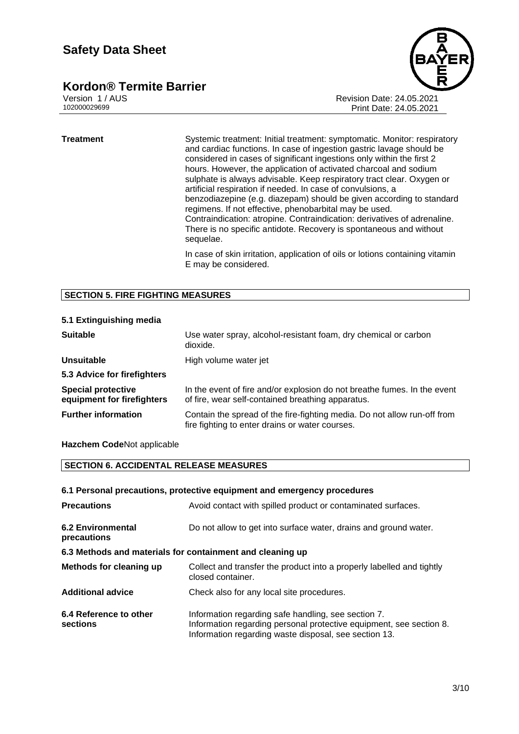**Treatment**

Systemic treatment: Initial treatment: symptomatic. Monitor: respiratory and cardiac functions. In case of ingestion gastric lavage should be considered in cases of significant ingestions only within the first 2 hours. However, the application of activated charcoal and sodium sulphate is always advisable. Keep respiratory tract clear. Oxygen or artificial respiration if needed. In case of convulsions, a benzodiazepine (e.g. diazepam) should be given according to standard regimens. If not effective, phenobarbital may be used. Contraindication: atropine. Contraindication: derivatives of adrenaline. There is no specific antidote. Recovery is spontaneous and without sequelae.

In case of skin irritation, application of oils or lotions containing vitamin E may be considered.

## SECTION 5. FIRE FIGHTING MEASURES

### 5.1 Extinguishing media

| | |
|---|---|
| **Suitable** | Use water spray, alcohol-resistant foam, dry chemical or carbon dioxide. |
| **Unsuitable** | High volume water jet |

### 5.3 Advice for firefighters

| | |
|---|---|
| **Special protective equipment for firefighters** | In the event of fire and/or explosion do not breathe fumes. In the event of fire, wear self-contained breathing apparatus. |
| **Further information** | Contain the spread of the fire-fighting media. Do not allow run-off from fire fighting to enter drains or water courses. |

**Hazchem Code**Not applicable

## SECTION 6. ACCIDENTAL RELEASE MEASURES

### 6.1 Personal precautions, protective equipment and emergency procedures

| | |
|---|---|
| **Precautions** | Avoid contact with spilled product or contaminated surfaces. |
| **6.2 Environmental precautions** | Do not allow to get into surface water, drains and ground water. |

### 6.3 Methods and materials for containment and cleaning up

| | |
|---|---|
| **Methods for cleaning up** | Collect and transfer the product into a properly labelled and tightly closed container. |
| **Additional advice** | Check also for any local site procedures. |
| **6.4 Reference to other sections** | Information regarding safe handling, see section 7.<br>Information regarding personal protective equipment, see section 8.<br>Information regarding waste disposal, see section 13. |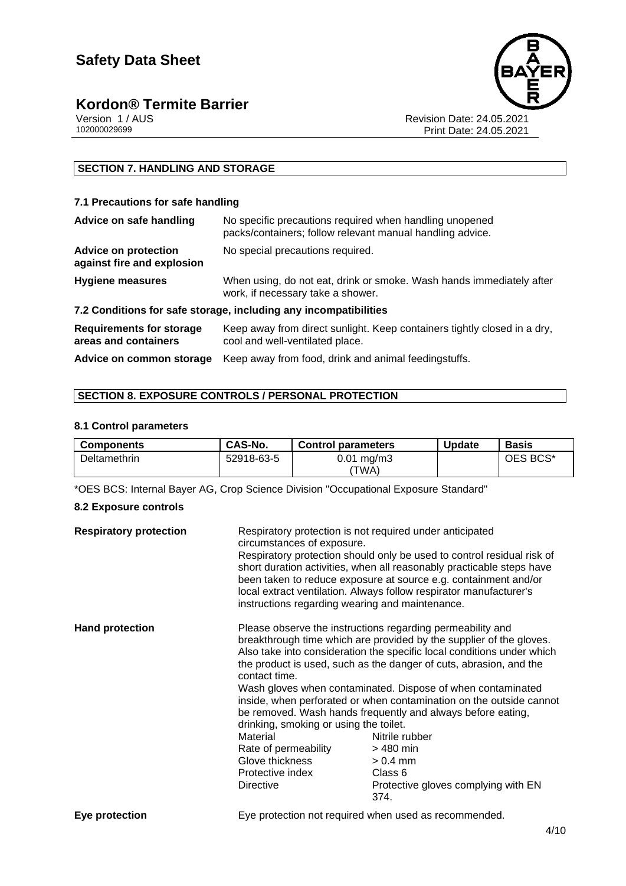## SECTION 7. HANDLING AND STORAGE

### 7.1 Precautions for safe handling

| | |
|---|---|
| **Advice on safe handling** | No specific precautions required when handling unopened packs/containers; follow relevant manual handling advice. |
| **Advice on protection against fire and explosion** | No special precautions required. |
| **Hygiene measures** | When using, do not eat, drink or smoke. Wash hands immediately after work, if necessary take a shower. |

### 7.2 Conditions for safe storage, including any incompatibilities

| | |
|---|---|
| **Requirements for storage areas and containers** | Keep away from direct sunlight. Keep containers tightly closed in a dry, cool and well-ventilated place. |
| **Advice on common storage** | Keep away from food, drink and animal feedingstuffs. |

## SECTION 8. EXPOSURE CONTROLS / PERSONAL PROTECTION

### 8.1 Control parameters

| Components | CAS-No. | Control parameters | Update | Basis |
|---|---|---|---|---|
| Deltamethrin | 52918-63-5 | 0.01 mg/m3 (TWA) | | OES BCS* |

*OES BCS: Internal Bayer AG, Crop Science Division "Occupational Exposure Standard"

### 8.2 Exposure controls

**Respiratory protection**

Respiratory protection is not required under anticipated circumstances of exposure.
Respiratory protection should only be used to control residual risk of short duration activities, when all reasonably practicable steps have been taken to reduce exposure at source e.g. containment and/or local extract ventilation. Always follow respirator manufacturer's instructions regarding wearing and maintenance.

**Hand protection**

Please observe the instructions regarding permeability and breakthrough time which are provided by the supplier of the gloves. Also take into consideration the specific local conditions under which the product is used, such as the danger of cuts, abrasion, and the contact time.
Wash gloves when contaminated. Dispose of when contaminated inside, when perforated or when contamination on the outside cannot be removed. Wash hands frequently and always before eating, drinking, smoking or using the toilet.

| | |
|---|---|
| Material | Nitrile rubber |
| Rate of permeability | > 480 min |
| Glove thickness | > 0.4 mm |
| Protective index | Class 6 |
| Directive | Protective gloves complying with EN 374. |

**Eye protection**

Eye protection not required when used as recommended.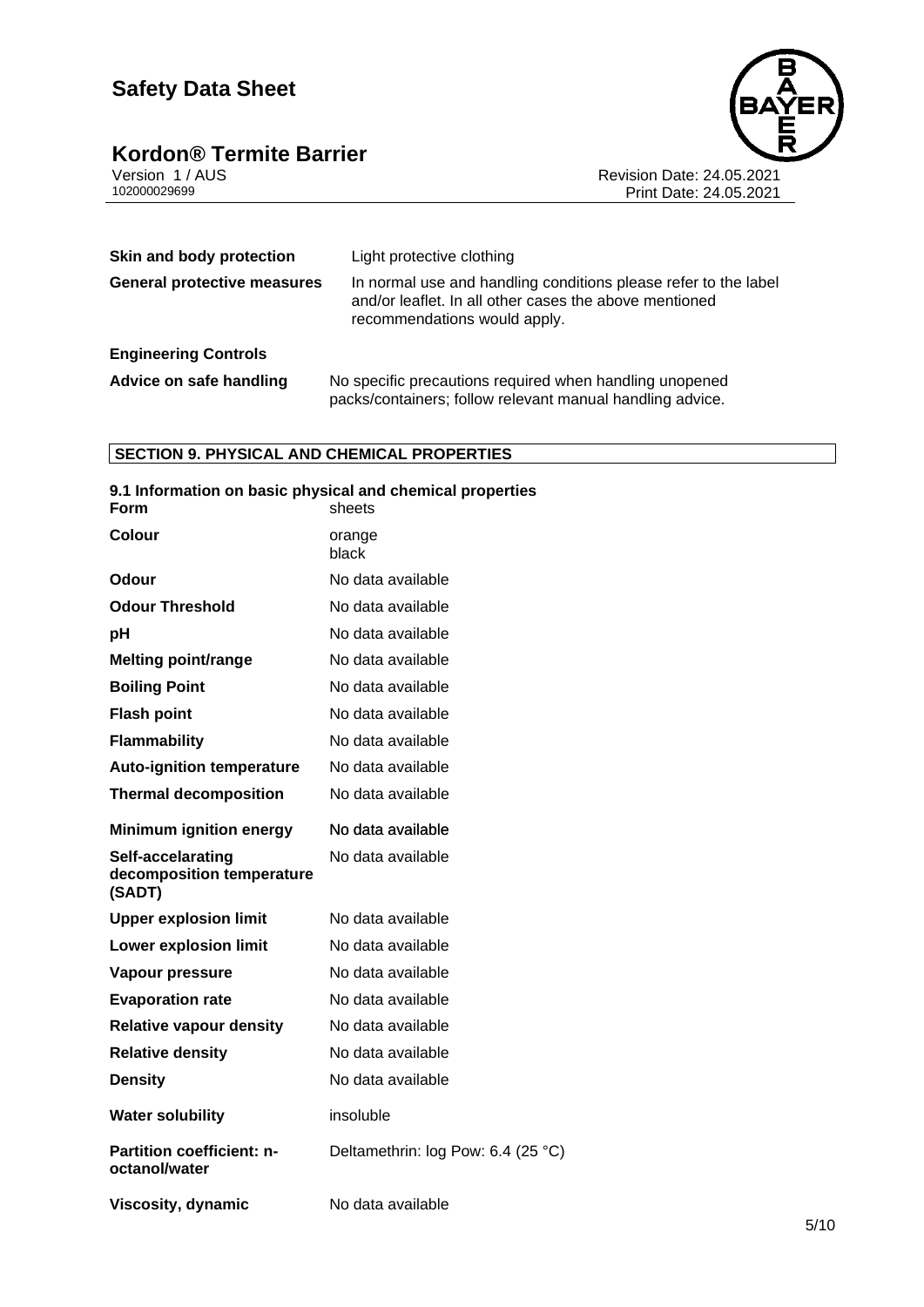| | |
|---|---|
| **Skin and body protection** | Light protective clothing |
| **General protective measures** | In normal use and handling conditions please refer to the label and/or leaflet. In all other cases the above mentioned recommendations would apply. |

**Engineering Controls**

| | |
|---|---|
| **Advice on safe handling** | No specific precautions required when handling unopened packs/containers; follow relevant manual handling advice. |

## SECTION 9. PHYSICAL AND CHEMICAL PROPERTIES

### 9.1 Information on basic physical and chemical properties

| | |
|---|---|
| **Form** | sheets |
| **Colour** | orange<br>black |
| **Odour** | No data available |
| **Odour Threshold** | No data available |
| **pH** | No data available |
| **Melting point/range** | No data available |
| **Boiling Point** | No data available |
| **Flash point** | No data available |
| **Flammability** | No data available |
| **Auto-ignition temperature** | No data available |
| **Thermal decomposition** | No data available |
| **Minimum ignition energy** | No data available |
| **Self-accelarating decomposition temperature (SADT)** | No data available |
| **Upper explosion limit** | No data available |
| **Lower explosion limit** | No data available |
| **Vapour pressure** | No data available |
| **Evaporation rate** | No data available |
| **Relative vapour density** | No data available |
| **Relative density** | No data available |
| **Density** | No data available |
| **Water solubility** | insoluble |
| **Partition coefficient: n-octanol/water** | Deltamethrin: log Pow: 6.4 (25 °C) |
| **Viscosity, dynamic** | No data available |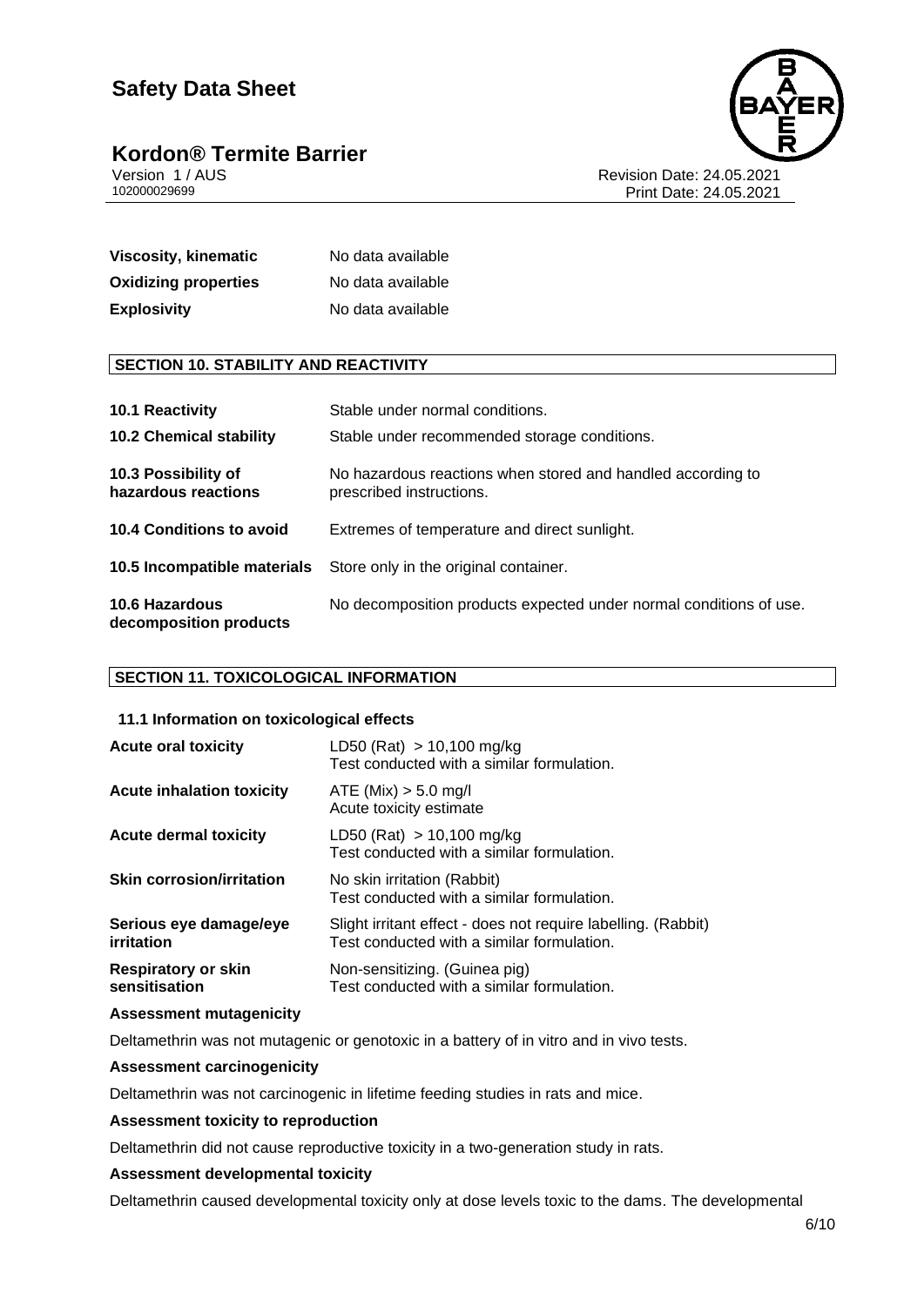| | |
|---|---|
| **Viscosity, kinematic** | No data available |
| **Oxidizing properties** | No data available |
| **Explosivity** | No data available |

## SECTION 10. STABILITY AND REACTIVITY

| | |
|---|---|
| **10.1 Reactivity** | Stable under normal conditions. |
| **10.2 Chemical stability** | Stable under recommended storage conditions. |
| **10.3 Possibility of hazardous reactions** | No hazardous reactions when stored and handled according to prescribed instructions. |
| **10.4 Conditions to avoid** | Extremes of temperature and direct sunlight. |
| **10.5 Incompatible materials** | Store only in the original container. |
| **10.6 Hazardous decomposition products** | No decomposition products expected under normal conditions of use. |

## SECTION 11. TOXICOLOGICAL INFORMATION

### 11.1 Information on toxicological effects

| | |
|---|---|
| **Acute oral toxicity** | LD50 (Rat) > 10,100 mg/kg<br>Test conducted with a similar formulation. |
| **Acute inhalation toxicity** | ATE (Mix) > 5.0 mg/l<br>Acute toxicity estimate |
| **Acute dermal toxicity** | LD50 (Rat) > 10,100 mg/kg<br>Test conducted with a similar formulation. |
| **Skin corrosion/irritation** | No skin irritation (Rabbit)<br>Test conducted with a similar formulation. |
| **Serious eye damage/eye irritation** | Slight irritant effect - does not require labelling. (Rabbit)<br>Test conducted with a similar formulation. |
| **Respiratory or skin sensitisation** | Non-sensitizing. (Guinea pig)<br>Test conducted with a similar formulation. |

**Assessment mutagenicity**

Deltamethrin was not mutagenic or genotoxic in a battery of in vitro and in vivo tests.

**Assessment carcinogenicity**

Deltamethrin was not carcinogenic in lifetime feeding studies in rats and mice.

**Assessment toxicity to reproduction**

Deltamethrin did not cause reproductive toxicity in a two-generation study in rats.

**Assessment developmental toxicity**

Deltamethrin caused developmental toxicity only at dose levels toxic to the dams. The developmental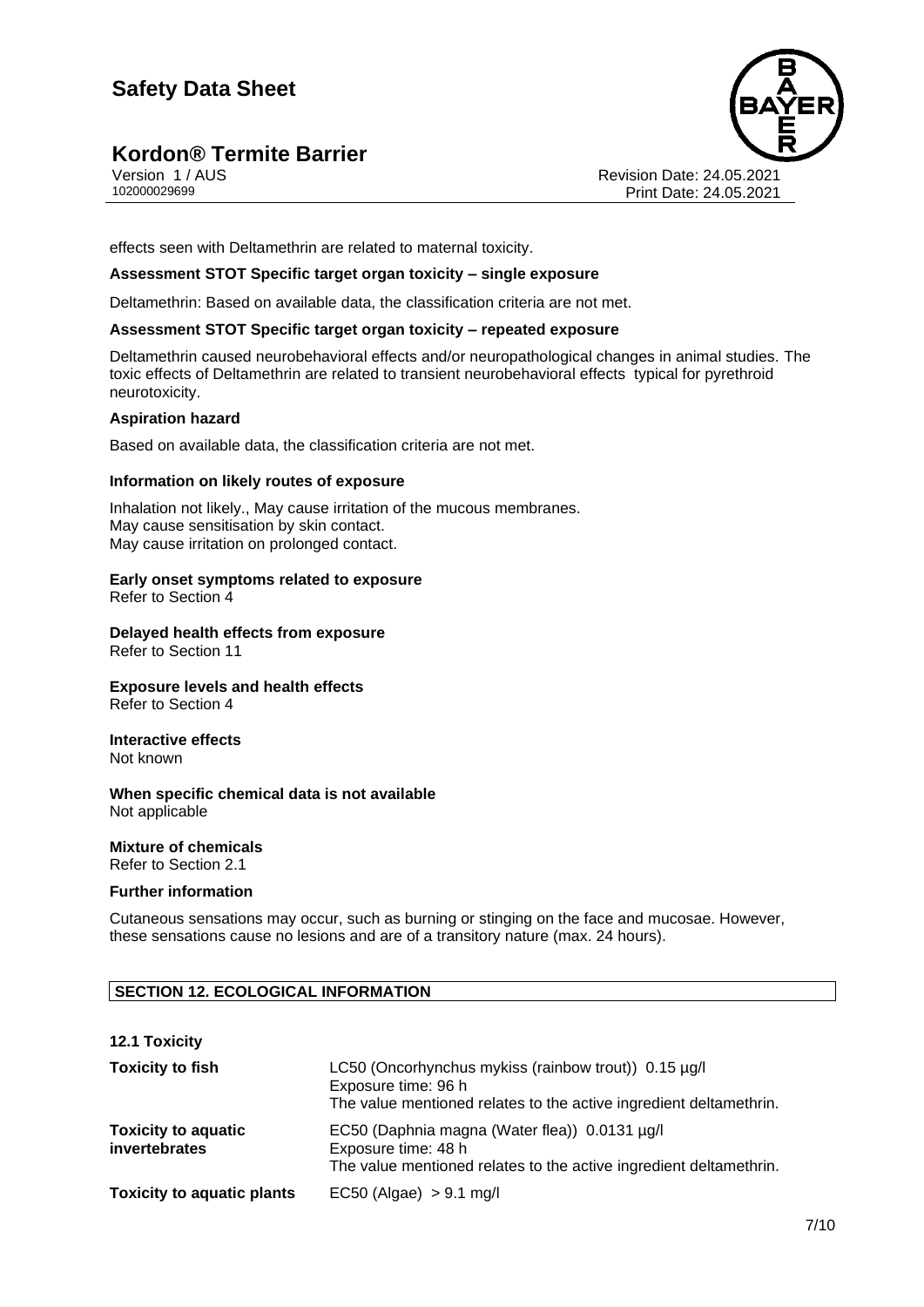effects seen with Deltamethrin are related to maternal toxicity.

**Assessment STOT Specific target organ toxicity – single exposure**

Deltamethrin: Based on available data, the classification criteria are not met.

**Assessment STOT Specific target organ toxicity – repeated exposure**

Deltamethrin caused neurobehavioral effects and/or neuropathological changes in animal studies. The toxic effects of Deltamethrin are related to transient neurobehavioral effects typical for pyrethroid neurotoxicity.

**Aspiration hazard**

Based on available data, the classification criteria are not met.

**Information on likely routes of exposure**

Inhalation not likely., May cause irritation of the mucous membranes.
May cause sensitisation by skin contact.
May cause irritation on prolonged contact.

**Early onset symptoms related to exposure**
Refer to Section 4

**Delayed health effects from exposure**
Refer to Section 11

**Exposure levels and health effects**
Refer to Section 4

**Interactive effects**
Not known

**When specific chemical data is not available**
Not applicable

**Mixture of chemicals**
Refer to Section 2.1

**Further information**

Cutaneous sensations may occur, such as burning or stinging on the face and mucosae. However, these sensations cause no lesions and are of a transitory nature (max. 24 hours).

## SECTION 12. ECOLOGICAL INFORMATION

**12.1 Toxicity**

| | |
|---|---|
| **Toxicity to fish** | LC50 (Oncorhynchus mykiss (rainbow trout)) 0.15 µg/l<br>Exposure time: 96 h<br>The value mentioned relates to the active ingredient deltamethrin. |
| **Toxicity to aquatic invertebrates** | EC50 (Daphnia magna (Water flea)) 0.0131 µg/l<br>Exposure time: 48 h<br>The value mentioned relates to the active ingredient deltamethrin. |
| **Toxicity to aquatic plants** | EC50 (Algae) > 9.1 mg/l |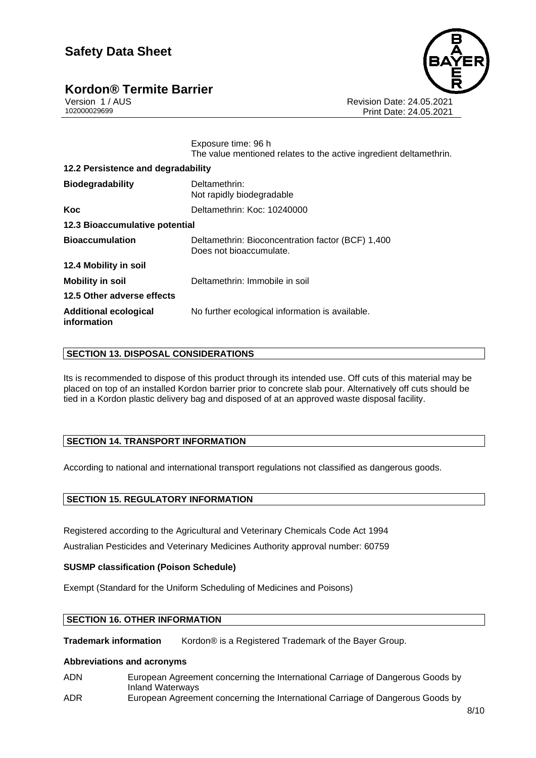Exposure time: 96 h
The value mentioned relates to the active ingredient deltamethrin.

**12.2 Persistence and degradability**

| | |
|---|---|
| **Biodegradability** | Deltamethrin:<br>Not rapidly biodegradable |
| **Koc** | Deltamethrin: Koc: 10240000 |

**12.3 Bioaccumulative potential**

| | |
|---|---|
| **Bioaccumulation** | Deltamethrin: Bioconcentration factor (BCF) 1,400<br>Does not bioaccumulate. |

**12.4 Mobility in soil**

| | |
|---|---|
| **Mobility in soil** | Deltamethrin: Immobile in soil |

**12.5 Other adverse effects**

| | |
|---|---|
| **Additional ecological information** | No further ecological information is available. |

## SECTION 13. DISPOSAL CONSIDERATIONS

Its is recommended to dispose of this product through its intended use. Off cuts of this material may be placed on top of an installed Kordon barrier prior to concrete slab pour. Alternatively off cuts should be tied in a Kordon plastic delivery bag and disposed of at an approved waste disposal facility.

## SECTION 14. TRANSPORT INFORMATION

According to national and international transport regulations not classified as dangerous goods.

## SECTION 15. REGULATORY INFORMATION

Registered according to the Agricultural and Veterinary Chemicals Code Act 1994

Australian Pesticides and Veterinary Medicines Authority approval number: 60759

**SUSMP classification (Poison Schedule)**

Exempt (Standard for the Uniform Scheduling of Medicines and Poisons)

## SECTION 16. OTHER INFORMATION

**Trademark information** Kordon® is a Registered Trademark of the Bayer Group.

**Abbreviations and acronyms**

| | |
|---|---|
| ADN | European Agreement concerning the International Carriage of Dangerous Goods by Inland Waterways |
| ADR | European Agreement concerning the International Carriage of Dangerous Goods by |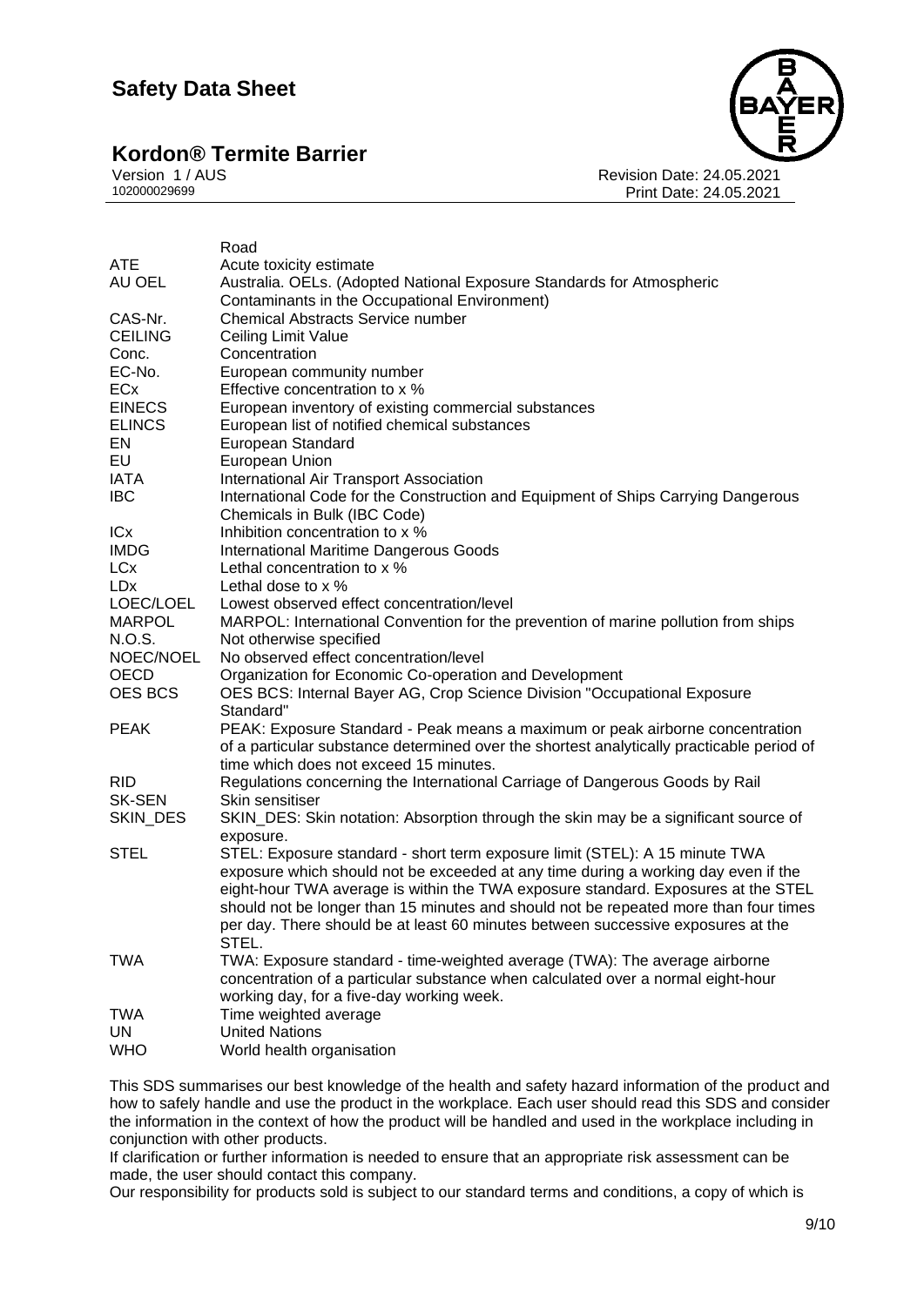| | |
|---|---|
| | Road |
| ATE | Acute toxicity estimate |
| AU OEL | Australia. OELs. (Adopted National Exposure Standards for Atmospheric Contaminants in the Occupational Environment) |
| CAS-Nr. | Chemical Abstracts Service number |
| CEILING | Ceiling Limit Value |
| Conc. | Concentration |
| EC-No. | European community number |
| ECx | Effective concentration to x % |
| EINECS | European inventory of existing commercial substances |
| ELINCS | European list of notified chemical substances |
| EN | European Standard |
| EU | European Union |
| IATA | International Air Transport Association |
| IBC | International Code for the Construction and Equipment of Ships Carrying Dangerous Chemicals in Bulk (IBC Code) |
| ICx | Inhibition concentration to x % |
| IMDG | International Maritime Dangerous Goods |
| LCx | Lethal concentration to x % |
| LDx | Lethal dose to x % |
| LOEC/LOEL | Lowest observed effect concentration/level |
| MARPOL | MARPOL: International Convention for the prevention of marine pollution from ships |
| N.O.S. | Not otherwise specified |
| NOEC/NOEL | No observed effect concentration/level |
| OECD | Organization for Economic Co-operation and Development |
| OES BCS | OES BCS: Internal Bayer AG, Crop Science Division "Occupational Exposure Standard" |
| PEAK | PEAK: Exposure Standard - Peak means a maximum or peak airborne concentration of a particular substance determined over the shortest analytically practicable period of time which does not exceed 15 minutes. |
| RID | Regulations concerning the International Carriage of Dangerous Goods by Rail |
| SK-SEN | Skin sensitiser |
| SKIN_DES | SKIN_DES: Skin notation: Absorption through the skin may be a significant source of exposure. |
| STEL | STEL: Exposure standard - short term exposure limit (STEL): A 15 minute TWA exposure which should not be exceeded at any time during a working day even if the eight-hour TWA average is within the TWA exposure standard. Exposures at the STEL should not be longer than 15 minutes and should not be repeated more than four times per day. There should be at least 60 minutes between successive exposures at the STEL. |
| TWA | TWA: Exposure standard - time-weighted average (TWA): The average airborne concentration of a particular substance when calculated over a normal eight-hour working day, for a five-day working week. |
| TWA | Time weighted average |
| UN | United Nations |
| WHO | World health organisation |

This SDS summarises our best knowledge of the health and safety hazard information of the product and how to safely handle and use the product in the workplace. Each user should read this SDS and consider the information in the context of how the product will be handled and used in the workplace including in conjunction with other products.

If clarification or further information is needed to ensure that an appropriate risk assessment can be made, the user should contact this company.

Our responsibility for products sold is subject to our standard terms and conditions, a copy of which is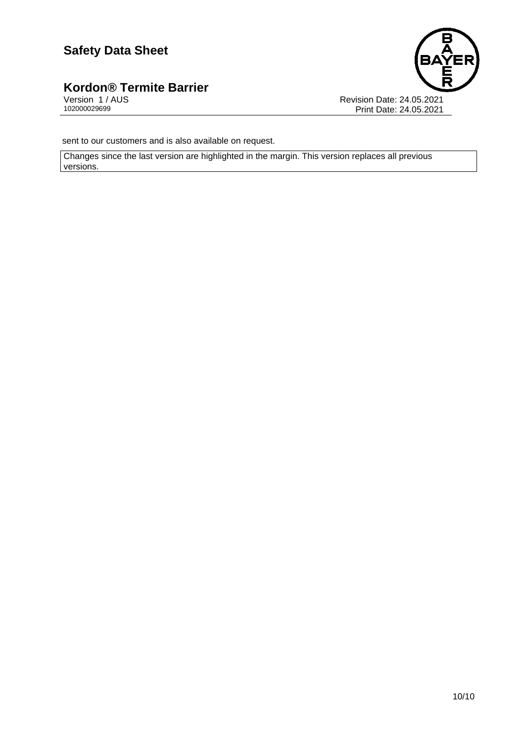sent to our customers and is also available on request.

Changes since the last version are highlighted in the margin. This version replaces all previous versions.